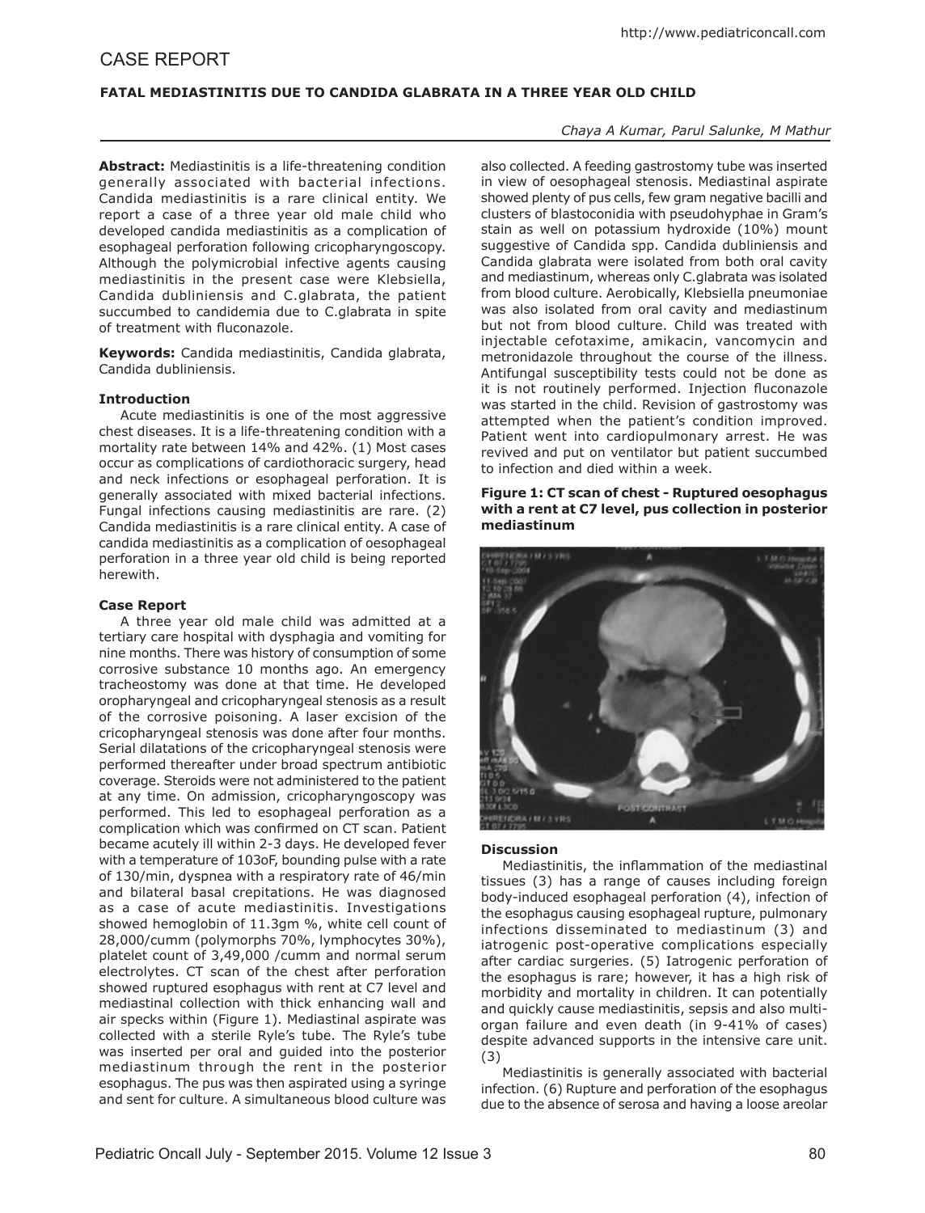CASE REPORT

# FATAL MEDIASTINITIS DUE TO CANDIDA GLABRATA IN A THREE YEAR OLD CHILD

*Chaya A Kumar, Parul Salunke, M Mathur*

**Abstract:** Mediastinitis is a life-threatening condition generally associated with bacterial infections. Candida mediastinitis is a rare clinical entity. We report a case of a three year old male child who developed candida mediastinitis as a complication of esophageal perforation following cricopharyngoscopy. Although the polymicrobial infective agents causing mediastinitis in the present case were Klebsiella, Candida dubliniensis and C.glabrata, the patient succumbed to candidemia due to C.glabrata in spite of treatment with fluconazole.

**Keywords:** Candida mediastinitis, Candida glabrata, Candida dubliniensis.

## Introduction

Acute mediastinitis is one of the most aggressive chest diseases. It is a life-threatening condition with a mortality rate between 14% and 42%. (1) Most cases occur as complications of cardiothoracic surgery, head and neck infections or esophageal perforation. It is generally associated with mixed bacterial infections. Fungal infections causing mediastinitis are rare. (2) Candida mediastinitis is a rare clinical entity. A case of candida mediastinitis as a complication of oesophageal perforation in a three year old child is being reported herewith.

## Case Report

A three year old male child was admitted at a tertiary care hospital with dysphagia and vomiting for nine months. There was history of consumption of some corrosive substance 10 months ago. An emergency tracheostomy was done at that time. He developed oropharyngeal and cricopharyngeal stenosis as a result of the corrosive poisoning. A laser excision of the cricopharyngeal stenosis was done after four months. Serial dilatations of the cricopharyngeal stenosis were performed thereafter under broad spectrum antibiotic coverage. Steroids were not administered to the patient at any time. On admission, cricopharyngoscopy was performed. This led to esophageal perforation as a complication which was confirmed on CT scan. Patient became acutely ill within 2-3 days. He developed fever with a temperature of 103oF, bounding pulse with a rate of 130/min, dyspnea with a respiratory rate of 46/min and bilateral basal crepitations. He was diagnosed as a case of acute mediastinitis. Investigations showed hemoglobin of 11.3gm %, white cell count of 28,000/cumm (polymorphs 70%, lymphocytes 30%), platelet count of 3,49,000 /cumm and normal serum electrolytes. CT scan of the chest after perforation showed ruptured esophagus with rent at C7 level and mediastinal collection with thick enhancing wall and air specks within (Figure 1). Mediastinal aspirate was collected with a sterile Ryle's tube. The Ryle's tube was inserted per oral and guided into the posterior mediastinum through the rent in the posterior esophagus. The pus was then aspirated using a syringe and sent for culture. A simultaneous blood culture was also collected. A feeding gastrostomy tube was inserted in view of oesophageal stenosis. Mediastinal aspirate showed plenty of pus cells, few gram negative bacilli and clusters of blastoconidia with pseudohyphae in Gram's stain as well on potassium hydroxide (10%) mount suggestive of Candida spp. Candida dubliniensis and Candida glabrata were isolated from both oral cavity and mediastinum, whereas only C.glabrata was isolated from blood culture. Aerobically, Klebsiella pneumoniae was also isolated from oral cavity and mediastinum but not from blood culture. Child was treated with injectable cefotaxime, amikacin, vancomycin and metronidazole throughout the course of the illness. Antifungal susceptibility tests could not be done as it is not routinely performed. Injection fluconazole was started in the child. Revision of gastrostomy was attempted when the patient's condition improved. Patient went into cardiopulmonary arrest. He was revived and put on ventilator but patient succumbed to infection and died within a week.

**Figure 1: CT scan of chest - Ruptured oesophagus with a rent at C7 level, pus collection in posterior mediastinum**

## Discussion

Mediastinitis, the inflammation of the mediastinal tissues (3) has a range of causes including foreign body-induced esophageal perforation (4), infection of the esophagus causing esophageal rupture, pulmonary infections disseminated to mediastinum (3) and iatrogenic post-operative complications especially after cardiac surgeries. (5) Iatrogenic perforation of the esophagus is rare; however, it has a high risk of morbidity and mortality in children. It can potentially and quickly cause mediastinitis, sepsis and also multi-organ failure and even death (in 9-41% of cases) despite advanced supports in the intensive care unit. (3)

Mediastinitis is generally associated with bacterial infection. (6) Rupture and perforation of the esophagus due to the absence of serosa and having a loose areolar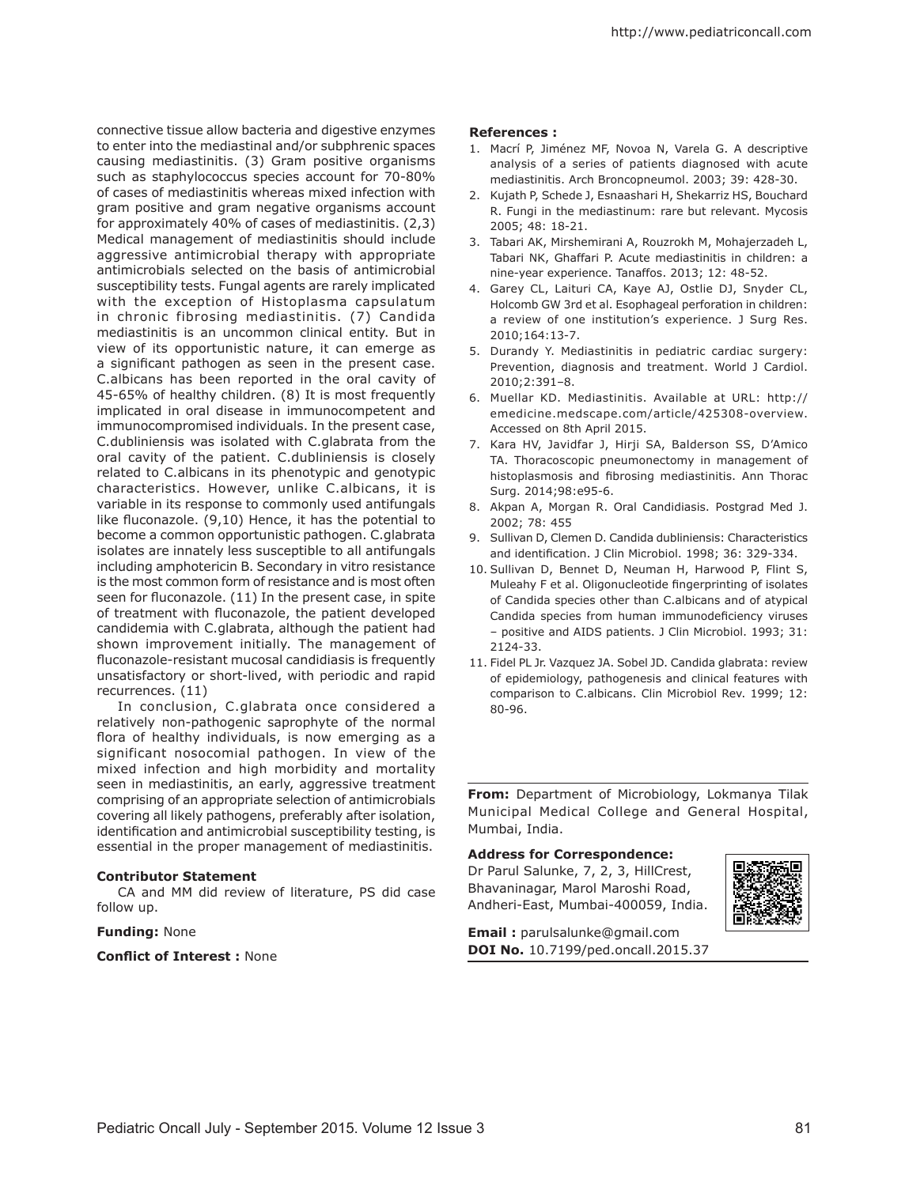connective tissue allow bacteria and digestive enzymes to enter into the mediastinal and/or subphrenic spaces causing mediastinitis. (3) Gram positive organisms such as staphylococcus species account for 70-80% of cases of mediastinitis whereas mixed infection with gram positive and gram negative organisms account for approximately 40% of cases of mediastinitis. (2,3) Medical management of mediastinitis should include aggressive antimicrobial therapy with appropriate antimicrobials selected on the basis of antimicrobial susceptibility tests. Fungal agents are rarely implicated with the exception of Histoplasma capsulatum in chronic fibrosing mediastinitis. (7) Candida mediastinitis is an uncommon clinical entity. But in view of its opportunistic nature, it can emerge as a significant pathogen as seen in the present case. C.albicans has been reported in the oral cavity of 45-65% of healthy children. (8) It is most frequently implicated in oral disease in immunocompetent and immunocompromised individuals. In the present case, C.dubliniensis was isolated with C.glabrata from the oral cavity of the patient. C.dubliniensis is closely related to C.albicans in its phenotypic and genotypic characteristics. However, unlike C.albicans, it is variable in its response to commonly used antifungals like fluconazole. (9,10) Hence, it has the potential to become a common opportunistic pathogen. C.glabrata isolates are innately less susceptible to all antifungals including amphotericin B. Secondary in vitro resistance is the most common form of resistance and is most often seen for fluconazole. (11) In the present case, in spite of treatment with fluconazole, the patient developed candidemia with C.glabrata, although the patient had shown improvement initially. The management of fluconazole-resistant mucosal candidiasis is frequently unsatisfactory or short-lived, with periodic and rapid recurrences. (11)

In conclusion, C.glabrata once considered a relatively non-pathogenic saprophyte of the normal flora of healthy individuals, is now emerging as a significant nosocomial pathogen. In view of the mixed infection and high morbidity and mortality seen in mediastinitis, an early, aggressive treatment comprising of an appropriate selection of antimicrobials covering all likely pathogens, preferably after isolation, identification and antimicrobial susceptibility testing, is essential in the proper management of mediastinitis.

**Contributor Statement**

CA and MM did review of literature, PS did case follow up.

**Funding:** None

**Conflict of Interest :** None

**References :**

1. Macrí P, Jiménez MF, Novoa N, Varela G. A descriptive analysis of a series of patients diagnosed with acute mediastinitis. Arch Broncopneumol. 2003; 39: 428-30.
2. Kujath P, Schede J, Esnaashari H, Shekarriz HS, Bouchard R. Fungi in the mediastinum: rare but relevant. Mycosis 2005; 48: 18-21.
3. Tabari AK, Mirshemirani A, Rouzrokh M, Mohajerzadeh L, Tabari NK, Ghaffari P. Acute mediastinitis in children: a nine-year experience. Tanaffos. 2013; 12: 48-52.
4. Garey CL, Laituri CA, Kaye AJ, Ostlie DJ, Snyder CL, Holcomb GW 3rd et al. Esophageal perforation in children: a review of one institution's experience. J Surg Res. 2010;164:13-7.
5. Durandy Y. Mediastinitis in pediatric cardiac surgery: Prevention, diagnosis and treatment. World J Cardiol. 2010;2:391–8.
6. Muellar KD. Mediastinitis. Available at URL: http://emedicine.medscape.com/article/425308-overview. Accessed on 8th April 2015.
7. Kara HV, Javidfar J, Hirji SA, Balderson SS, D'Amico TA. Thoracoscopic pneumonectomy in management of histoplasmosis and fibrosing mediastinitis. Ann Thorac Surg. 2014;98:e95-6.
8. Akpan A, Morgan R. Oral Candidiasis. Postgrad Med J. 2002; 78: 455
9. Sullivan D, Clemen D. Candida dubliniensis: Characteristics and identification. J Clin Microbiol. 1998; 36: 329-334.
10. Sullivan D, Bennet D, Neuman H, Harwood P, Flint S, Muleahy F et al. Oligonucleotide fingerprinting of isolates of Candida species other than C.albicans and of atypical Candida species from human immunodeficiency viruses – positive and AIDS patients. J Clin Microbiol. 1993; 31: 2124-33.
11. Fidel PL Jr. Vazquez JA. Sobel JD. Candida glabrata: review of epidemiology, pathogenesis and clinical features with comparison to C.albicans. Clin Microbiol Rev. 1999; 12: 80-96.

**From:** Department of Microbiology, Lokmanya Tilak Municipal Medical College and General Hospital, Mumbai, India.

**Address for Correspondence:**
Dr Parul Salunke, 7, 2, 3, HillCrest, Bhavaninagar, Marol Maroshi Road, Andheri-East, Mumbai-400059, India.

**Email :** parulsalunke@gmail.com
**DOI No.** 10.7199/ped.oncall.2015.37